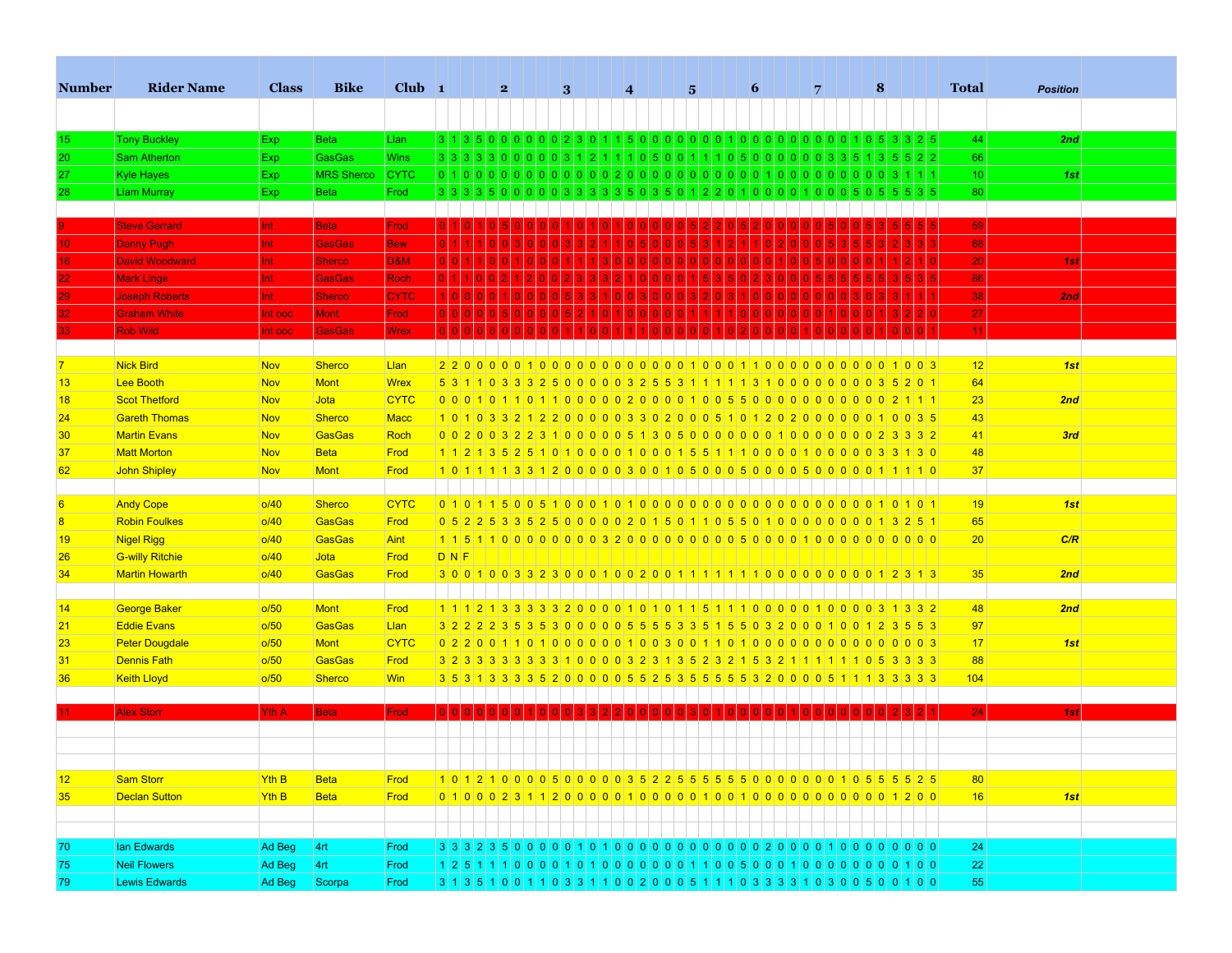| Number | Rider Name | Class | Bike | Club | 1 2 3 4 5 6 7 8 | Total | Position |
|---|---|---|---|---|---|---|---|
| 15 | Tony Buckley | Exp | Beta | Llan | 3 1 3 5 0 0 0 0 0 0 2 3 0 1 1 5 0 0 0 0 0 0 0 1 0 0 0 0 0 0 0 0 0 0 1 0 5 3 3 2 5 | 44 | 2nd |
| 20 | Sam Atherton | Exp | GasGas | Wins | 3 3 3 3 3 0 0 0 0 0 0 3 1 2 1 1 1 0 5 0 0 1 1 1 0 5 0 0 0 0 0 0 0 3 3 5 1 3 5 5 2 2 | 66 | |
| 27 | Kyle Hayes | Exp | MRS Sherco | CYTC | 0 1 0 0 0 0 0 0 0 0 0 0 0 0 0 0 2 0 0 0 0 0 0 0 0 0 0 0 1 0 0 0 0 0 0 0 0 0 0 3 1 1 1 | 10 | 1st |
| 28 | Liam Murray | Exp | Beta | Frod | 3 3 3 3 5 0 0 0 0 0 3 3 3 3 3 3 5 0 3 5 0 1 2 2 0 1 0 0 0 0 1 0 0 0 5 0 5 5 5 3 5 | 80 | |
| 9 | Steve Gerrard | Int | Beta | Frod | 0 1 0 1 0 5 0 0 0 0 1 0 1 0 1 0 0 0 0 0 5 2 2 0 5 2 0 0 0 0 0 5 0 0 5 3 5 5 5 5 | 59 | |
| 10 | Danny Pugh | Int | GasGas | Bew | 0 1 1 1 0 0 3 0 0 0 3 3 2 1 1 0 5 0 0 0 5 3 1 2 1 1 0 2 0 0 0 5 3 5 5 3 2 3 3 3 | 68 | |
| 16 | David Woodward | Int | Sherco | D&M | 0 0 1 1 0 0 1 0 0 0 1 1 1 3 0 0 0 0 0 0 0 0 0 0 0 0 0 0 1 0 0 5 0 0 0 0 1 1 2 1 0 | 20 | 1st |
| 22 | Mark Linge | Int | GasGas | Roch | 0 1 1 0 0 2 1 2 0 0 2 3 3 3 2 1 0 0 0 0 1 5 3 5 0 2 3 0 0 5 5 5 5 5 5 3 5 3 5 | 86 | |
| 29 | Joseph Roberts | Int | Sherco | CYTC | 1 0 0 0 0 1 0 0 0 0 5 3 3 1 0 0 3 0 0 0 3 2 0 3 1 0 0 0 0 0 0 0 0 3 0 3 3 1 1 1 | 38 | 2nd |
| 32 | Graham White | Int ooc | Mont | Frod | 0 0 0 0 0 5 0 0 0 0 5 2 1 0 1 0 0 0 0 0 1 1 1 1 0 0 0 0 0 0 0 1 0 0 0 1 3 2 2 0 | 27 | |
| 33 | Rob Wild | Int ooc | GasGas | Wrex | 0 0 0 0 0 0 0 0 0 0 0 1 1 0 0 1 1 1 0 0 0 0 0 1 0 2 0 0 0 0 1 0 0 0 0 0 1 0 0 0 1 | 11 | |
| 7 | Nick Bird | Nov | Sherco | Llan | 2 2 0 0 0 0 0 1 0 0 0 0 0 0 0 0 0 0 0 0 0 1 0 0 0 1 1 0 0 0 0 0 0 0 0 0 0 1 0 0 3 | 12 | 1st |
| 13 | Lee Booth | Nov | Mont | Wrex | 5 3 1 1 0 3 3 3 2 5 0 0 0 0 0 3 2 5 5 3 1 1 1 1 1 3 1 0 0 0 0 0 0 0 0 3 5 2 0 1 | 64 | |
| 18 | Scot Thetford | Nov | Jota | CYTC | 0 0 0 1 0 1 1 0 1 1 0 0 0 0 0 2 0 0 0 0 1 0 0 5 5 0 0 0 0 0 0 0 0 0 0 0 2 1 1 1 | 23 | 2nd |
| 24 | Gareth Thomas | Nov | Sherco | Macc | 1 0 1 0 3 3 2 1 2 2 0 0 0 0 0 3 3 0 2 0 0 0 5 1 0 1 2 0 2 0 0 0 0 0 0 1 0 0 3 5 | 43 | |
| 30 | Martin Evans | Nov | GasGas | Roch | 0 0 2 0 0 3 2 2 3 1 0 0 0 0 0 5 1 3 0 5 0 0 0 0 0 0 0 1 0 0 0 0 0 0 0 2 3 3 3 2 | 41 | 3rd |
| 37 | Matt Morton | Nov | Beta | Frod | 1 1 2 1 3 5 2 5 1 0 1 0 0 0 0 1 0 0 0 1 5 5 1 1 1 0 0 0 0 1 0 0 0 0 0 3 3 1 3 0 | 48 | |
| 62 | John Shipley | Nov | Mont | Frod | 1 0 1 1 1 1 3 3 1 2 0 0 0 0 0 3 0 0 1 0 5 0 0 0 5 0 0 0 0 5 0 0 0 0 0 1 1 1 1 0 | 37 | |
| 6 | Andy Cope | o/40 | Sherco | CYTC | 0 1 0 1 1 5 0 0 5 1 0 0 0 1 0 1 0 0 0 0 0 0 0 0 0 0 0 0 0 0 0 0 0 0 0 1 0 1 0 1 | 19 | 1st |
| 8 | Robin Foulkes | o/40 | GasGas | Frod | 0 5 2 2 5 3 3 5 2 5 0 0 0 0 0 2 0 1 5 0 1 1 0 5 5 0 1 0 0 0 0 0 0 0 0 1 3 2 5 1 | 65 | |
| 19 | Nigel Rigg | o/40 | GasGas | Aint | 1 1 5 1 1 0 0 0 0 0 0 0 0 0 3 2 0 0 0 0 0 0 0 0 0 5 0 0 0 0 1 0 0 0 0 0 0 0 0 0 0 | 20 | C/R |
| 26 | G-willy Ritchie | o/40 | Jota | Frod | D N F | | |
| 34 | Martin Howarth | o/40 | GasGas | Frod | 3 0 0 1 0 0 3 3 2 3 0 0 0 1 0 0 2 0 0 1 1 1 1 1 1 1 0 0 0 0 0 0 0 0 0 1 2 3 1 3 | 35 | 2nd |
| 14 | George Baker | o/50 | Mont | Frod | 1 1 1 2 1 3 3 3 3 3 2 0 0 0 0 1 0 1 0 1 1 5 1 1 1 0 0 0 0 0 1 0 0 0 0 3 1 3 3 2 | 48 | 2nd |
| 21 | Eddie Evans | o/50 | GasGas | Llan | 3 2 2 2 2 3 5 3 5 3 0 0 0 0 0 5 5 5 5 3 3 5 1 5 5 0 3 2 0 0 0 1 0 0 1 2 3 5 5 3 | 97 | |
| 23 | Peter Dougdale | o/50 | Mont | CYTC | 0 2 2 0 0 1 1 0 1 0 0 0 0 0 0 1 0 0 3 0 0 1 1 0 1 0 0 0 0 0 0 0 0 0 0 0 0 0 0 3 | 17 | 1st |
| 31 | Dennis Fath | o/50 | GasGas | Frod | 3 2 3 3 3 3 3 3 3 3 1 0 0 0 0 3 2 3 1 3 5 2 3 2 1 5 3 2 1 1 1 1 1 1 0 5 3 3 3 3 | 88 | |
| 36 | Keith Lloyd | o/50 | Sherco | Win | 3 5 3 1 3 3 3 3 5 2 0 0 0 0 0 5 5 2 5 3 5 5 5 5 5 3 2 0 0 0 0 5 1 1 1 3 3 3 3 3 | 104 | |
| 11 | Alex Storr | Yth A | Beta | Frod | 0 0 0 0 0 0 0 1 0 0 0 3 3 2 2 0 0 0 0 0 3 0 1 0 0 0 0 0 1 0 0 0 0 0 0 0 2 3 2 1 | 24 | 1st |
| 12 | Sam Storr | Yth B | Beta | Frod | 1 0 1 2 1 0 0 0 0 5 0 0 0 0 0 3 5 2 2 5 5 5 5 5 5 0 0 0 0 0 0 0 1 0 5 5 5 5 2 5 | 80 | |
| 35 | Declan Sutton | Yth B | Beta | Frod | 0 1 0 0 0 2 3 1 1 2 0 0 0 0 0 1 0 0 0 0 0 1 0 0 1 0 0 0 0 0 0 0 0 0 0 0 1 2 0 0 | 16 | 1st |
| 70 | Ian Edwards | Ad Beg | 4rt | Frod | 3 3 3 2 3 5 0 0 0 0 0 1 0 1 0 0 0 0 0 0 0 0 0 0 0 2 0 0 0 0 1 0 0 0 0 0 0 0 0 0 | 24 | |
| 75 | Neil Flowers | Ad Beg | 4rt | Frod | 1 2 5 1 1 1 0 0 0 0 1 0 1 0 0 0 0 0 0 0 1 1 0 0 5 0 0 0 1 0 0 0 0 0 0 0 0 1 0 0 | 22 | |
| 79 | Lewis Edwards | Ad Beg | Scorpa | Frod | 3 1 3 5 1 0 0 1 1 0 3 3 1 1 0 0 2 0 0 0 5 1 1 1 0 3 3 3 3 1 0 3 0 0 5 0 0 1 0 0 | 55 | |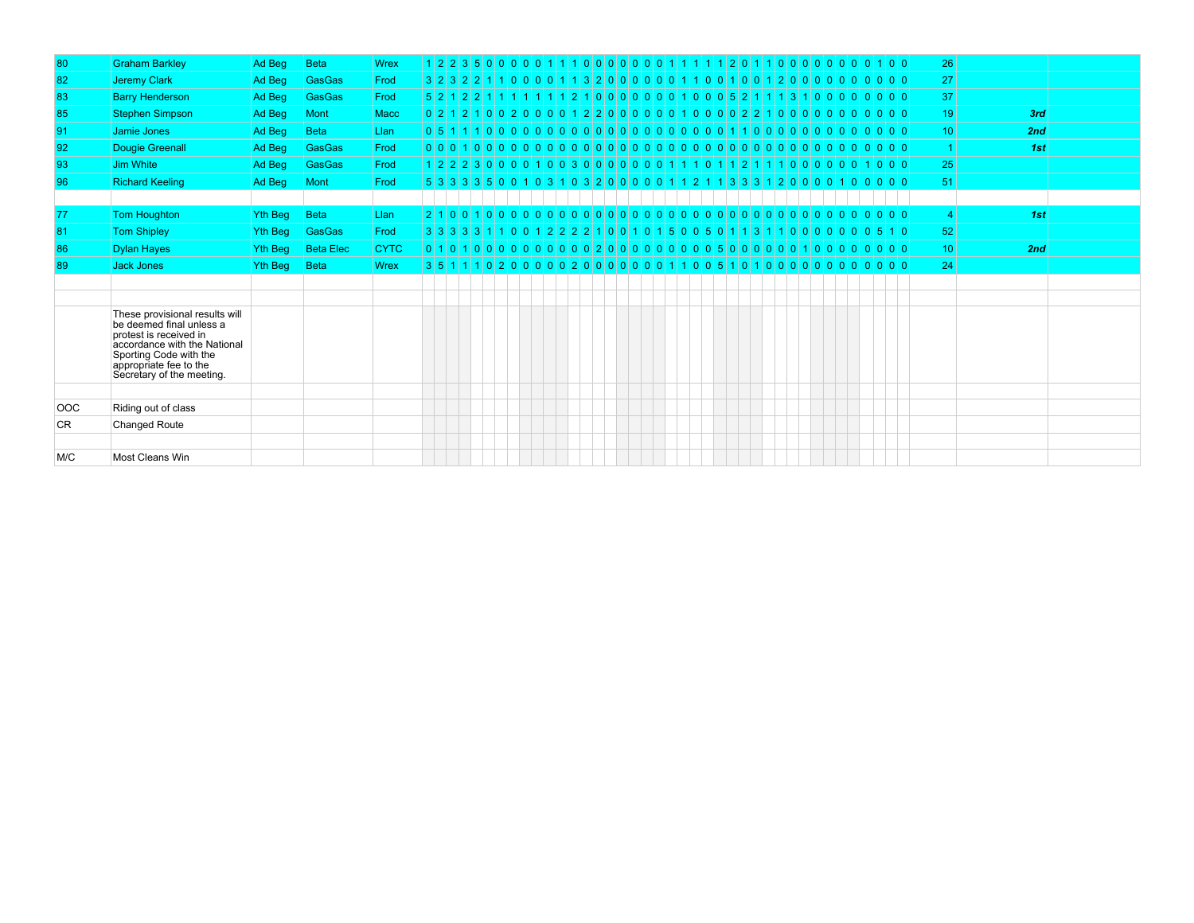| | | | | | | | |
|---|---|---|---|---|---|---|---|
| 80 | Graham Barkley | Ad Beg | Beta | Wrex | 1 2 2 3 5 0 0 0 0 0 1 1 1 0 0 0 0 0 0 0 1 1 1 1 1 2 0 1 1 0 0 0 0 0 0 0 0 1 0 0 | 26 | |
| 82 | Jeremy Clark | Ad Beg | GasGas | Frod | 3 2 3 2 2 1 1 0 0 0 0 1 1 3 2 0 0 0 0 0 0 1 1 0 0 1 0 0 1 2 0 0 0 0 0 0 0 0 0 0 | 27 | |
| 83 | Barry Henderson | Ad Beg | GasGas | Frod | 5 2 1 2 2 1 1 1 1 1 1 1 1 2 1 0 0 0 0 0 0 0 1 0 0 0 5 2 1 1 1 3 1 0 0 0 0 0 0 0 | 37 | |
| 85 | Stephen Simpson | Ad Beg | Mont | Macc | 0 2 1 2 1 0 0 2 0 0 0 0 1 2 2 0 0 0 0 0 0 1 0 0 0 0 2 2 1 0 0 0 0 0 0 0 0 0 0 0 | 19 | ***3rd*** |
| 91 | Jamie Jones | Ad Beg | Beta | Llan | 0 5 1 1 1 0 0 0 0 0 0 0 0 0 0 0 0 0 0 0 0 0 0 0 0 1 1 0 0 0 0 0 0 0 0 0 0 0 0 0 | 10 | ***2nd*** |
| 92 | Dougie Greenall | Ad Beg | GasGas | Frod | 0 0 0 1 0 0 0 0 0 0 0 0 0 0 0 0 0 0 0 0 0 0 0 0 0 0 0 0 0 0 0 0 0 0 0 0 0 0 0 0 | 1 | ***1st*** |
| 93 | Jim White | Ad Beg | GasGas | Frod | 1 2 2 2 3 0 0 0 0 1 0 0 3 0 0 0 0 0 0 0 1 1 1 0 1 1 2 1 1 1 0 0 0 0 0 0 1 0 0 0 | 25 | |
| 96 | Richard Keeling | Ad Beg | Mont | Frod | 5 3 3 3 3 5 0 0 1 0 3 1 0 3 2 0 0 0 0 0 1 1 2 1 1 3 3 3 1 2 0 0 0 0 1 0 0 0 0 0 | 51 | |
| | | | | | | | |
| 77 | Tom Houghton | Yth Beg | Beta | Llan | 2 1 0 0 1 0 0 0 0 0 0 0 0 0 0 0 0 0 0 0 0 0 0 0 0 0 0 0 0 0 0 0 0 0 0 0 0 0 0 0 | 4 | ***1st*** |
| 81 | Tom Shipley | Yth Beg | GasGas | Frod | 3 3 3 3 3 1 1 0 0 1 2 2 2 2 1 0 0 1 0 1 5 0 0 5 0 1 1 3 1 1 0 0 0 0 0 0 0 5 1 0 | 52 | |
| 86 | Dylan Hayes | Yth Beg | Beta Elec | CYTC | 0 1 0 1 0 0 0 0 0 0 0 0 0 0 2 0 0 0 0 0 0 0 0 0 5 0 0 0 0 0 0 1 0 0 0 0 0 0 0 0 | 10 | ***2nd*** |
| 89 | Jack Jones | Yth Beg | Beta | Wrex | 3 5 1 1 1 0 2 0 0 0 0 0 2 0 0 0 0 0 0 0 1 1 0 0 5 1 0 1 0 0 0 0 0 0 0 0 0 0 0 0 | 24 | |

These provisional results will be deemed final unless a protest is received in accordance with the National Sporting Code with the appropriate fee to the Secretary of the meeting.

| | |
|---|---|
| OOC | Riding out of class |
| CR | Changed Route |
| M/C | Most Cleans Win |